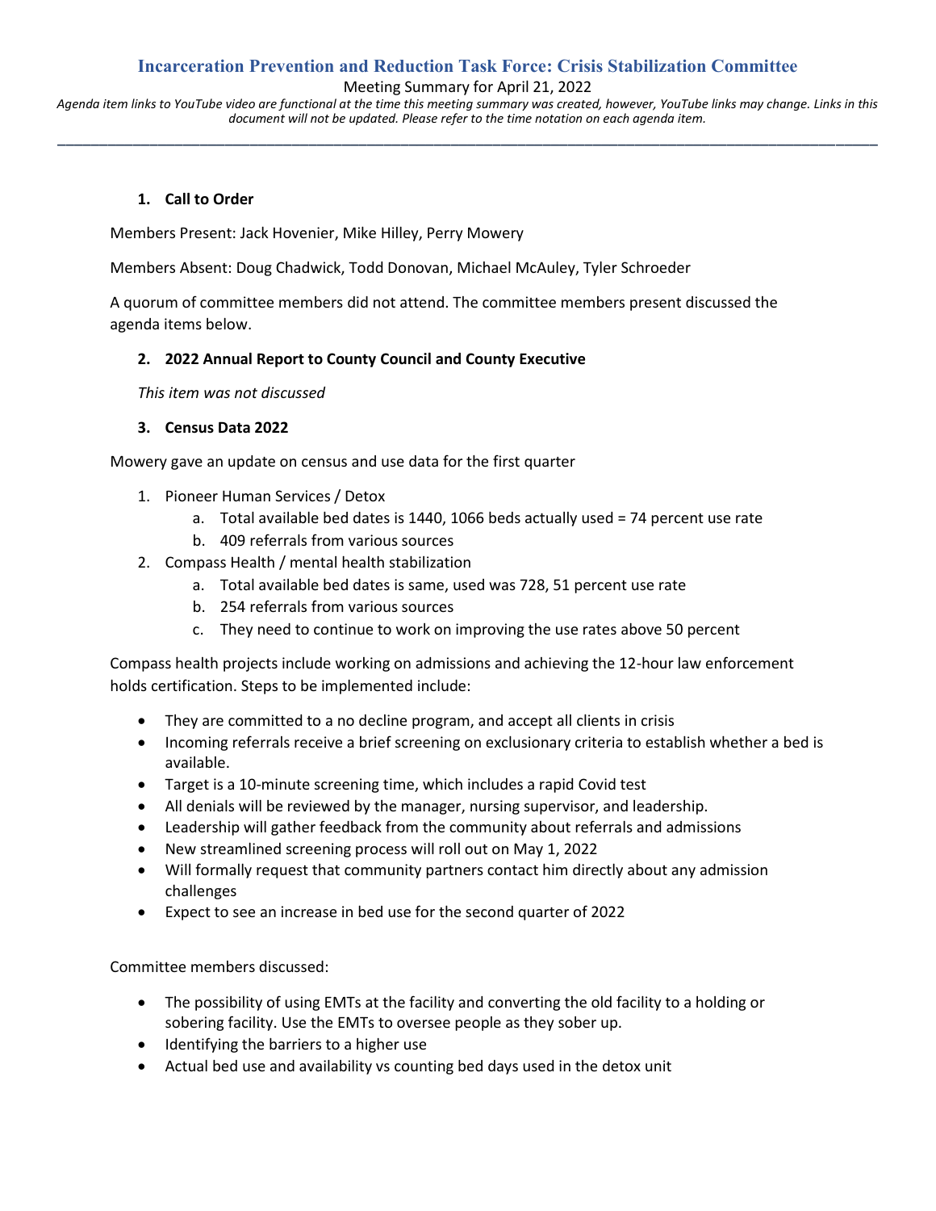# Incarceration Prevention and Reduction Task Force: Crisis Stabilization Committee

Meeting Summary for April 21, 2022

*Agenda item links to YouTube video are functional at the time this meeting summary was created, however, YouTube links may change. Links in this document will not be updated. Please refer to the time notation on each agenda item.*

---

## 1. Call to Order

Members Present: Jack Hovenier, Mike Hilley, Perry Mowery

Members Absent: Doug Chadwick, Todd Donovan, Michael McAuley, Tyler Schroeder

A quorum of committee members did not attend. The committee members present discussed the agenda items below.

## 2. 2022 Annual Report to County Council and County Executive

*This item was not discussed*

## 3. Census Data 2022

Mowery gave an update on census and use data for the first quarter

1. Pioneer Human Services / Detox
   a. Total available bed dates is 1440, 1066 beds actually used = 74 percent use rate
   b. 409 referrals from various sources
2. Compass Health / mental health stabilization
   a. Total available bed dates is same, used was 728, 51 percent use rate
   b. 254 referrals from various sources
   c. They need to continue to work on improving the use rates above 50 percent

Compass health projects include working on admissions and achieving the 12-hour law enforcement holds certification. Steps to be implemented include:

- They are committed to a no decline program, and accept all clients in crisis
- Incoming referrals receive a brief screening on exclusionary criteria to establish whether a bed is available.
- Target is a 10-minute screening time, which includes a rapid Covid test
- All denials will be reviewed by the manager, nursing supervisor, and leadership.
- Leadership will gather feedback from the community about referrals and admissions
- New streamlined screening process will roll out on May 1, 2022
- Will formally request that community partners contact him directly about any admission challenges
- Expect to see an increase in bed use for the second quarter of 2022

Committee members discussed:

- The possibility of using EMTs at the facility and converting the old facility to a holding or sobering facility. Use the EMTs to oversee people as they sober up.
- Identifying the barriers to a higher use
- Actual bed use and availability vs counting bed days used in the detox unit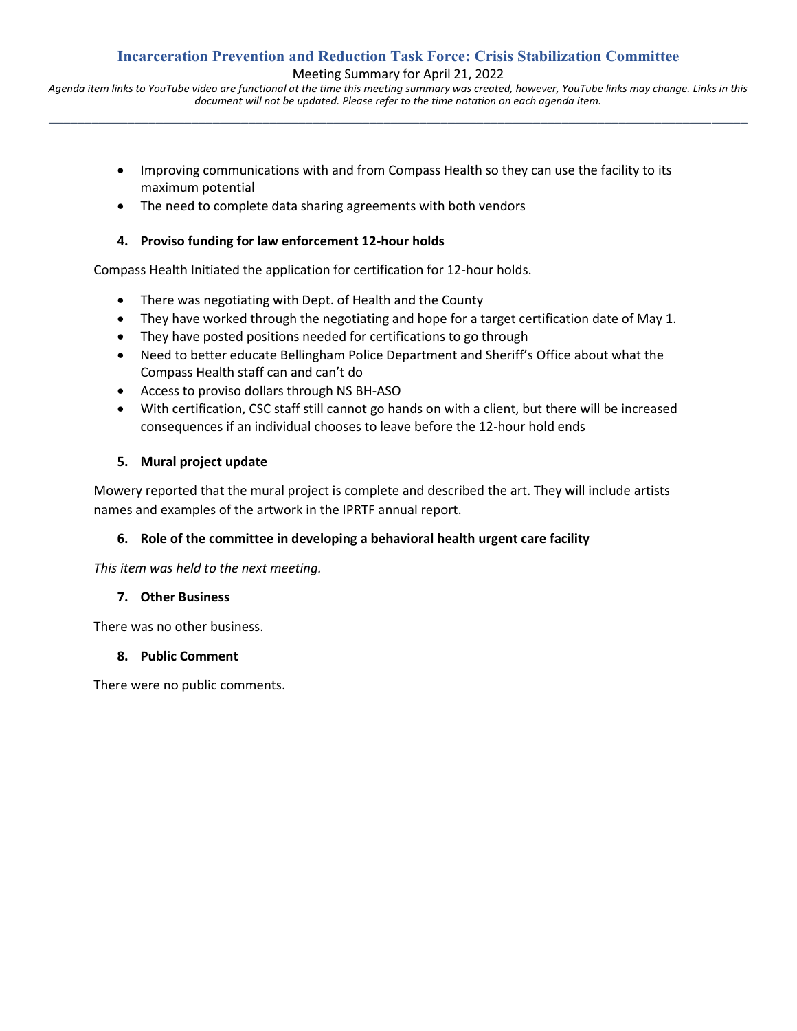- Improving communications with and from Compass Health so they can use the facility to its maximum potential
- The need to complete data sharing agreements with both vendors

4. **Proviso funding for law enforcement 12-hour holds**

Compass Health Initiated the application for certification for 12-hour holds.

- There was negotiating with Dept. of Health and the County
- They have worked through the negotiating and hope for a target certification date of May 1.
- They have posted positions needed for certifications to go through
- Need to better educate Bellingham Police Department and Sheriff's Office about what the Compass Health staff can and can't do
- Access to proviso dollars through NS BH-ASO
- With certification, CSC staff still cannot go hands on with a client, but there will be increased consequences if an individual chooses to leave before the 12-hour hold ends

5. **Mural project update**

Mowery reported that the mural project is complete and described the art. They will include artists names and examples of the artwork in the IPRTF annual report.

6. **Role of the committee in developing a behavioral health urgent care facility**

*This item was held to the next meeting.*

7. **Other Business**

There was no other business.

8. **Public Comment**

There were no public comments.